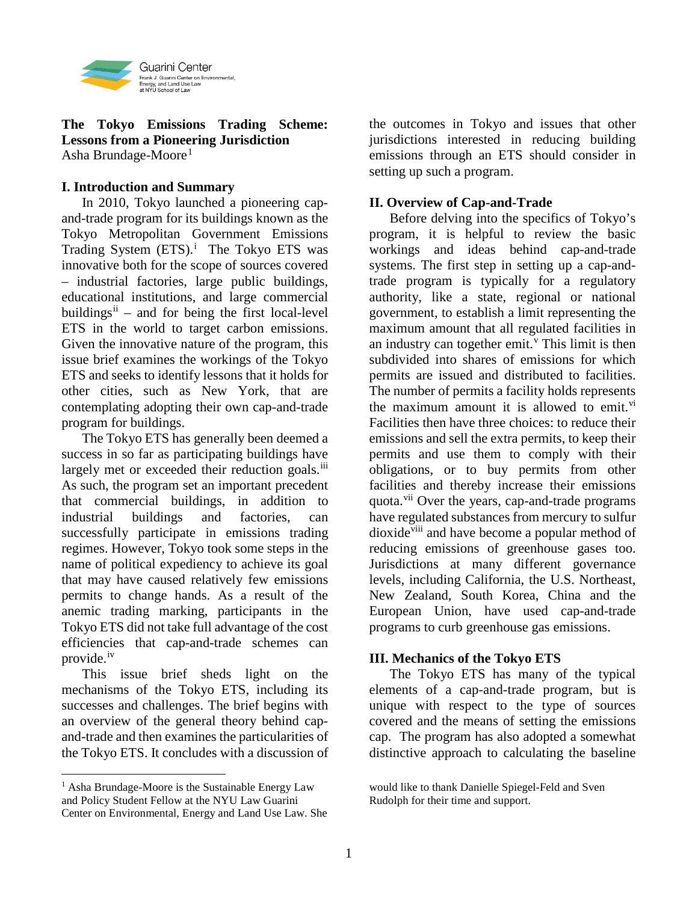Guarini Center
Frank J. Guarini Center on Environmental, Energy, and Land Use Law at NYU School of Law

**The Tokyo Emissions Trading Scheme: Lessons from a Pioneering Jurisdiction**
Asha Brundage-Moore[1]

## I. Introduction and Summary

In 2010, Tokyo launched a pioneering cap-and-trade program for its buildings known as the Tokyo Metropolitan Government Emissions Trading System (ETS).[i] The Tokyo ETS was innovative both for the scope of sources covered – industrial factories, large public buildings, educational institutions, and large commercial buildings[ii] – and for being the first local-level ETS in the world to target carbon emissions. Given the innovative nature of the program, this issue brief examines the workings of the Tokyo ETS and seeks to identify lessons that it holds for other cities, such as New York, that are contemplating adopting their own cap-and-trade program for buildings.

The Tokyo ETS has generally been deemed a success in so far as participating buildings have largely met or exceeded their reduction goals.[iii] As such, the program set an important precedent that commercial buildings, in addition to industrial buildings and factories, can successfully participate in emissions trading regimes. However, Tokyo took some steps in the name of political expediency to achieve its goal that may have caused relatively few emissions permits to change hands. As a result of the anemic trading marking, participants in the Tokyo ETS did not take full advantage of the cost efficiencies that cap-and-trade schemes can provide.[iv]

This issue brief sheds light on the mechanisms of the Tokyo ETS, including its successes and challenges. The brief begins with an overview of the general theory behind cap-and-trade and then examines the particularities of the Tokyo ETS. It concludes with a discussion of the outcomes in Tokyo and issues that other jurisdictions interested in reducing building emissions through an ETS should consider in setting up such a program.

## II. Overview of Cap-and-Trade

Before delving into the specifics of Tokyo's program, it is helpful to review the basic workings and ideas behind cap-and-trade systems. The first step in setting up a cap-and-trade program is typically for a regulatory authority, like a state, regional or national government, to establish a limit representing the maximum amount that all regulated facilities in an industry can together emit.[v] This limit is then subdivided into shares of emissions for which permits are issued and distributed to facilities. The number of permits a facility holds represents the maximum amount it is allowed to emit.[vi] Facilities then have three choices: to reduce their emissions and sell the extra permits, to keep their permits and use them to comply with their obligations, or to buy permits from other facilities and thereby increase their emissions quota.[vii] Over the years, cap-and-trade programs have regulated substances from mercury to sulfur dioxide[viii] and have become a popular method of reducing emissions of greenhouse gases too. Jurisdictions at many different governance levels, including California, the U.S. Northeast, New Zealand, South Korea, China and the European Union, have used cap-and-trade programs to curb greenhouse gas emissions.

## III. Mechanics of the Tokyo ETS

The Tokyo ETS has many of the typical elements of a cap-and-trade program, but is unique with respect to the type of sources covered and the means of setting the emissions cap. The program has also adopted a somewhat distinctive approach to calculating the baseline

---

[1] Asha Brundage-Moore is the Sustainable Energy Law and Policy Student Fellow at the NYU Law Guarini Center on Environmental, Energy and Land Use Law. She would like to thank Danielle Spiegel-Feld and Sven Rudolph for their time and support.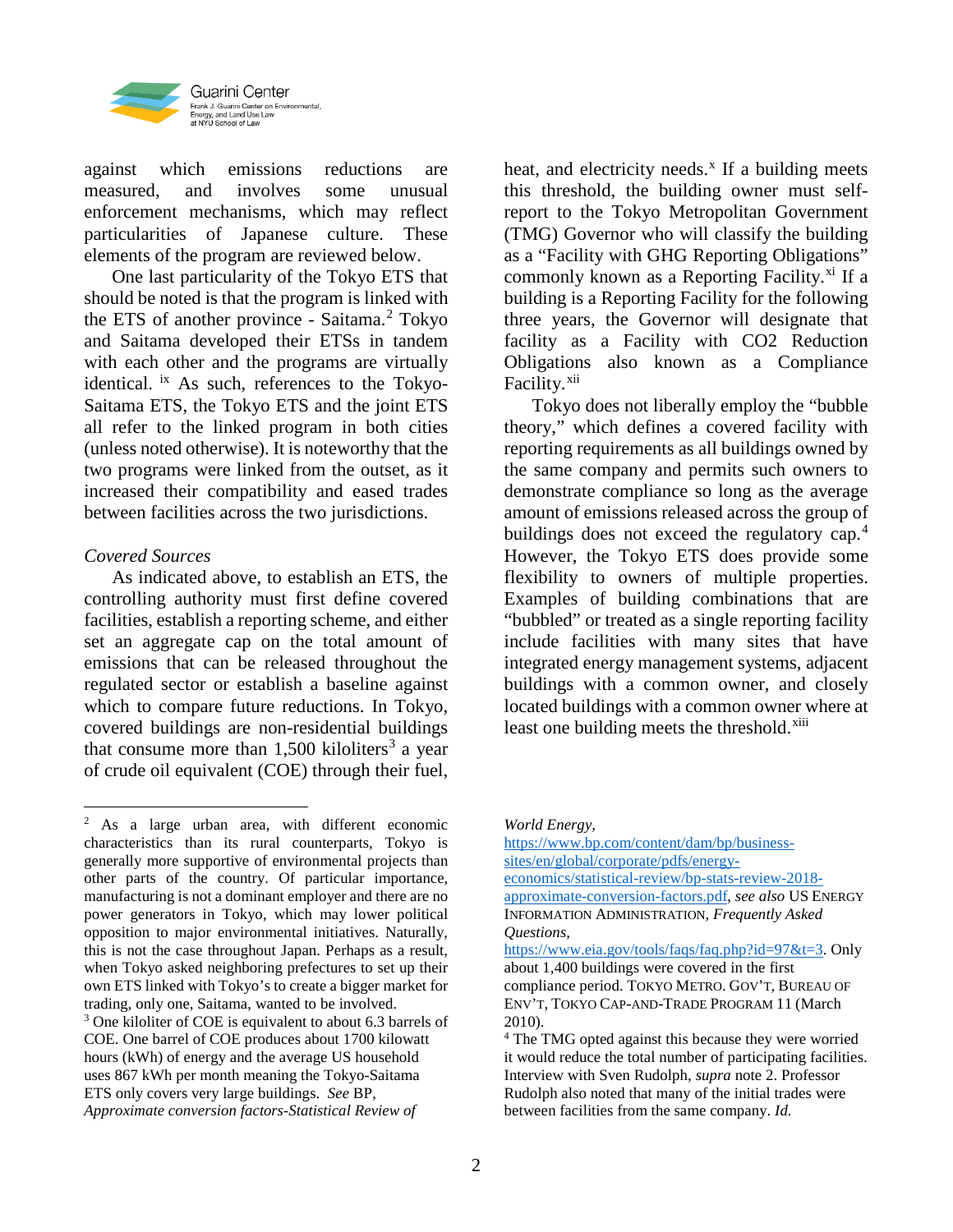against which emissions reductions are measured, and involves some unusual enforcement mechanisms, which may reflect particularities of Japanese culture. These elements of the program are reviewed below.

One last particularity of the Tokyo ETS that should be noted is that the program is linked with the ETS of another province - Saitama.[2] Tokyo and Saitama developed their ETSs in tandem with each other and the programs are virtually identical. [ix] As such, references to the Tokyo-Saitama ETS, the Tokyo ETS and the joint ETS all refer to the linked program in both cities (unless noted otherwise). It is noteworthy that the two programs were linked from the outset, as it increased their compatibility and eased trades between facilities across the two jurisdictions.

*Covered Sources*

As indicated above, to establish an ETS, the controlling authority must first define covered facilities, establish a reporting scheme, and either set an aggregate cap on the total amount of emissions that can be released throughout the regulated sector or establish a baseline against which to compare future reductions. In Tokyo, covered buildings are non-residential buildings that consume more than 1,500 kiloliters[3] a year of crude oil equivalent (COE) through their fuel, heat, and electricity needs.[x] If a building meets this threshold, the building owner must self-report to the Tokyo Metropolitan Government (TMG) Governor who will classify the building as a "Facility with GHG Reporting Obligations" commonly known as a Reporting Facility.[xi] If a building is a Reporting Facility for the following three years, the Governor will designate that facility as a Facility with CO2 Reduction Obligations also known as a Compliance Facility.[xii]

Tokyo does not liberally employ the "bubble theory," which defines a covered facility with reporting requirements as all buildings owned by the same company and permits such owners to demonstrate compliance so long as the average amount of emissions released across the group of buildings does not exceed the regulatory cap.[4] However, the Tokyo ETS does provide some flexibility to owners of multiple properties. Examples of building combinations that are "bubbled" or treated as a single reporting facility include facilities with many sites that have integrated energy management systems, adjacent buildings with a common owner, and closely located buildings with a common owner where at least one building meets the threshold.[xiii]

---

[2] As a large urban area, with different economic characteristics than its rural counterparts, Tokyo is generally more supportive of environmental projects than other parts of the country. Of particular importance, manufacturing is not a dominant employer and there are no power generators in Tokyo, which may lower political opposition to major environmental initiatives. Naturally, this is not the case throughout Japan. Perhaps as a result, when Tokyo asked neighboring prefectures to set up their own ETS linked with Tokyo's to create a bigger market for trading, only one, Saitama, wanted to be involved.

[3] One kiloliter of COE is equivalent to about 6.3 barrels of COE. One barrel of COE produces about 1700 kilowatt hours (kWh) of energy and the average US household uses 867 kWh per month meaning the Tokyo-Saitama ETS only covers very large buildings. *See* BP, *Approximate conversion factors-Statistical Review of World Energy*, https://www.bp.com/content/dam/bp/business-sites/en/global/corporate/pdfs/energy-economics/statistical-review/bp-stats-review-2018-approximate-conversion-factors.pdf, *see also* US ENERGY INFORMATION ADMINISTRATION, *Frequently Asked Questions*, https://www.eia.gov/tools/faqs/faq.php?id=97&t=3. Only about 1,400 buildings were covered in the first compliance period. TOKYO METRO. GOV'T, BUREAU OF ENV'T, TOKYO CAP-AND-TRADE PROGRAM 11 (March 2010).

[4] The TMG opted against this because they were worried it would reduce the total number of participating facilities. Interview with Sven Rudolph, *supra* note 2. Professor Rudolph also noted that many of the initial trades were between facilities from the same company. *Id.*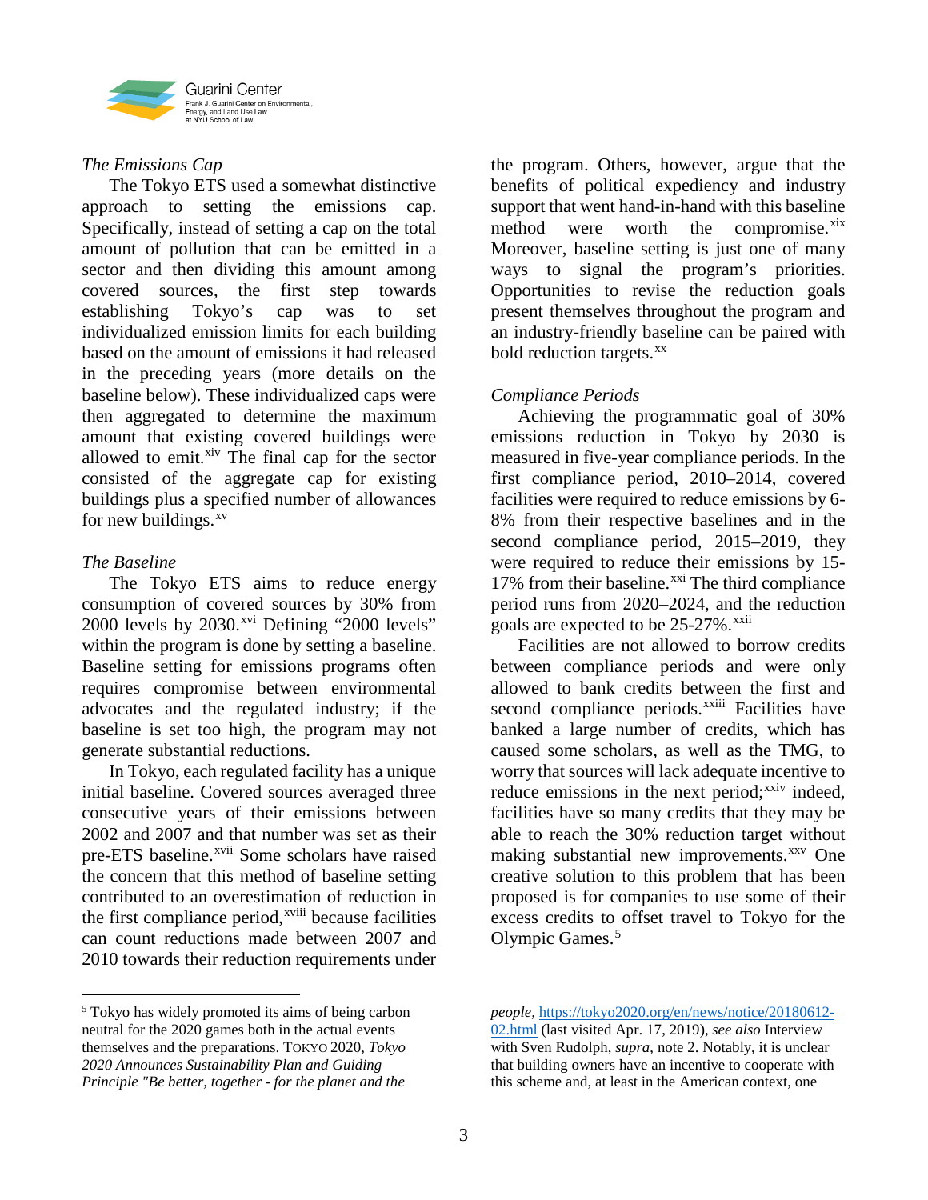*The Emissions Cap*

The Tokyo ETS used a somewhat distinctive approach to setting the emissions cap. Specifically, instead of setting a cap on the total amount of pollution that can be emitted in a sector and then dividing this amount among covered sources, the first step towards establishing Tokyo's cap was to set individualized emission limits for each building based on the amount of emissions it had released in the preceding years (more details on the baseline below). These individualized caps were then aggregated to determine the maximum amount that existing covered buildings were allowed to emit.[xiv] The final cap for the sector consisted of the aggregate cap for existing buildings plus a specified number of allowances for new buildings.[xv]

*The Baseline*

The Tokyo ETS aims to reduce energy consumption of covered sources by 30% from 2000 levels by 2030.[xvi] Defining "2000 levels" within the program is done by setting a baseline. Baseline setting for emissions programs often requires compromise between environmental advocates and the regulated industry; if the baseline is set too high, the program may not generate substantial reductions.

In Tokyo, each regulated facility has a unique initial baseline. Covered sources averaged three consecutive years of their emissions between 2002 and 2007 and that number was set as their pre-ETS baseline.[xvii] Some scholars have raised the concern that this method of baseline setting contributed to an overestimation of reduction in the first compliance period,[xviii] because facilities can count reductions made between 2007 and 2010 towards their reduction requirements under the program. Others, however, argue that the benefits of political expediency and industry support that went hand-in-hand with this baseline method were worth the compromise.[xix] Moreover, baseline setting is just one of many ways to signal the program's priorities. Opportunities to revise the reduction goals present themselves throughout the program and an industry-friendly baseline can be paired with bold reduction targets.[xx]

*Compliance Periods*

Achieving the programmatic goal of 30% emissions reduction in Tokyo by 2030 is measured in five-year compliance periods. In the first compliance period, 2010–2014, covered facilities were required to reduce emissions by 6-8% from their respective baselines and in the second compliance period, 2015–2019, they were required to reduce their emissions by 15-17% from their baseline.[xxi] The third compliance period runs from 2020–2024, and the reduction goals are expected to be 25-27%.[xxii]

Facilities are not allowed to borrow credits between compliance periods and were only allowed to bank credits between the first and second compliance periods.[xxiii] Facilities have banked a large number of credits, which has caused some scholars, as well as the TMG, to worry that sources will lack adequate incentive to reduce emissions in the next period;[xxiv] indeed, facilities have so many credits that they may be able to reach the 30% reduction target without making substantial new improvements.[xxv] One creative solution to this problem that has been proposed is for companies to use some of their excess credits to offset travel to Tokyo for the Olympic Games.[5]

---

[5] Tokyo has widely promoted its aims of being carbon neutral for the 2020 games both in the actual events themselves and the preparations. TOKYO 2020, *Tokyo 2020 Announces Sustainability Plan and Guiding Principle "Be better, together - for the planet and the people,* https://tokyo2020.org/en/news/notice/20180612-02.html (last visited Apr. 17, 2019), *see also* Interview with Sven Rudolph, *supra*, note 2. Notably, it is unclear that building owners have an incentive to cooperate with this scheme and, at least in the American context, one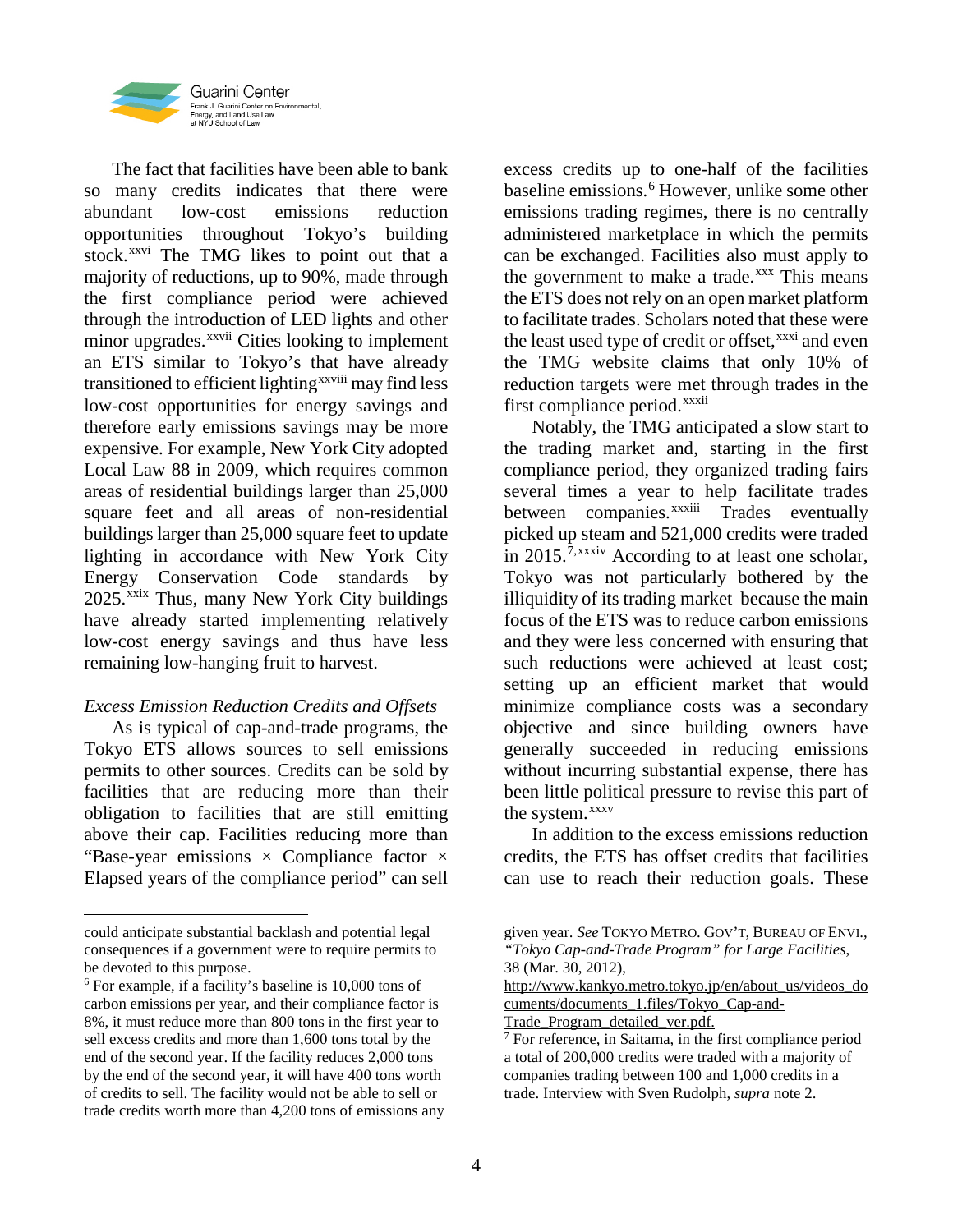The fact that facilities have been able to bank so many credits indicates that there were abundant low-cost emissions reduction opportunities throughout Tokyo's building stock.[xxvi] The TMG likes to point out that a majority of reductions, up to 90%, made through the first compliance period were achieved through the introduction of LED lights and other minor upgrades.[xxvii] Cities looking to implement an ETS similar to Tokyo's that have already transitioned to efficient lighting[xxviii] may find less low-cost opportunities for energy savings and therefore early emissions savings may be more expensive. For example, New York City adopted Local Law 88 in 2009, which requires common areas of residential buildings larger than 25,000 square feet and all areas of non-residential buildings larger than 25,000 square feet to update lighting in accordance with New York City Energy Conservation Code standards by 2025.[xxix] Thus, many New York City buildings have already started implementing relatively low-cost energy savings and thus have less remaining low-hanging fruit to harvest.

*Excess Emission Reduction Credits and Offsets*

As is typical of cap-and-trade programs, the Tokyo ETS allows sources to sell emissions permits to other sources. Credits can be sold by facilities that are reducing more than their obligation to facilities that are still emitting above their cap. Facilities reducing more than "Base-year emissions × Compliance factor × Elapsed years of the compliance period" can sell excess credits up to one-half of the facilities baseline emissions.[6] However, unlike some other emissions trading regimes, there is no centrally administered marketplace in which the permits can be exchanged. Facilities also must apply to the government to make a trade.[xxx] This means the ETS does not rely on an open market platform to facilitate trades. Scholars noted that these were the least used type of credit or offset,[xxxi] and even the TMG website claims that only 10% of reduction targets were met through trades in the first compliance period.[xxxii]

Notably, the TMG anticipated a slow start to the trading market and, starting in the first compliance period, they organized trading fairs several times a year to help facilitate trades between companies.[xxxiii] Trades eventually picked up steam and 521,000 credits were traded in 2015.[7,xxxiv] According to at least one scholar, Tokyo was not particularly bothered by the illiquidity of its trading market because the main focus of the ETS was to reduce carbon emissions and they were less concerned with ensuring that such reductions were achieved at least cost; setting up an efficient market that would minimize compliance costs was a secondary objective and since building owners have generally succeeded in reducing emissions without incurring substantial expense, there has been little political pressure to revise this part of the system.[xxxv]

In addition to the excess emissions reduction credits, the ETS has offset credits that facilities can use to reach their reduction goals. These

---

could anticipate substantial backlash and potential legal consequences if a government were to require permits to be devoted to this purpose.

[6] For example, if a facility's baseline is 10,000 tons of carbon emissions per year, and their compliance factor is 8%, it must reduce more than 800 tons in the first year to sell excess credits and more than 1,600 tons total by the end of the second year. If the facility reduces 2,000 tons by the end of the second year, it will have 400 tons worth of credits to sell. The facility would not be able to sell or trade credits worth more than 4,200 tons of emissions any given year. *See* TOKYO METRO. GOV'T, BUREAU OF ENVI., *"Tokyo Cap-and-Trade Program" for Large Facilities*, 38 (Mar. 30, 2012), http://www.kankyo.metro.tokyo.jp/en/about_us/videos_documents/documents_1.files/Tokyo_Cap-and-Trade_Program_detailed_ver.pdf.

[7] For reference, in Saitama, in the first compliance period a total of 200,000 credits were traded with a majority of companies trading between 100 and 1,000 credits in a trade. Interview with Sven Rudolph, *supra* note 2.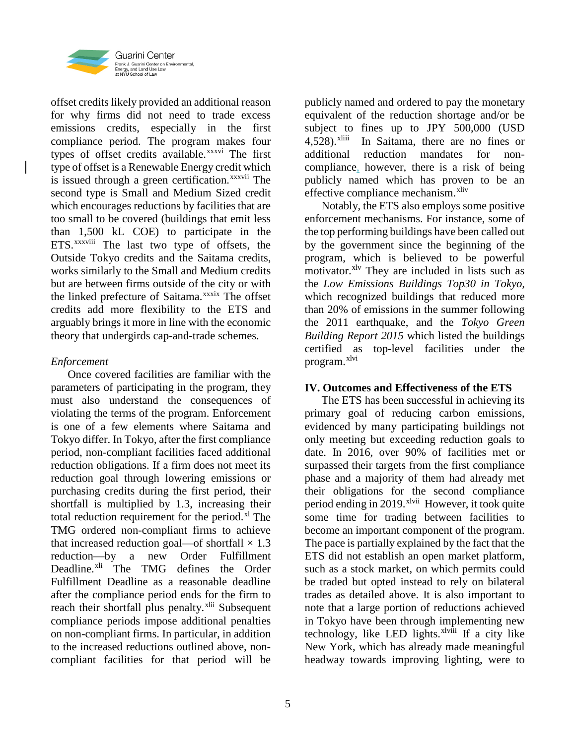offset credits likely provided an additional reason for why firms did not need to trade excess emissions credits, especially in the first compliance period. The program makes four types of offset credits available.[xxxvi] The first type of offset is a Renewable Energy credit which is issued through a green certification.[xxxvii] The second type is Small and Medium Sized credit which encourages reductions by facilities that are too small to be covered (buildings that emit less than 1,500 kL COE) to participate in the ETS.[xxxviii] The last two type of offsets, the Outside Tokyo credits and the Saitama credits, works similarly to the Small and Medium credits but are between firms outside of the city or with the linked prefecture of Saitama.[xxxix] The offset credits add more flexibility to the ETS and arguably brings it more in line with the economic theory that undergirds cap-and-trade schemes.

*Enforcement*

Once covered facilities are familiar with the parameters of participating in the program, they must also understand the consequences of violating the terms of the program. Enforcement is one of a few elements where Saitama and Tokyo differ. In Tokyo, after the first compliance period, non-compliant facilities faced additional reduction obligations. If a firm does not meet its reduction goal through lowering emissions or purchasing credits during the first period, their shortfall is multiplied by 1.3, increasing their total reduction requirement for the period.[xl] The TMG ordered non-compliant firms to achieve that increased reduction goal—of shortfall × 1.3 reduction—by a new Order Fulfillment Deadline.[xli] The TMG defines the Order Fulfillment Deadline as a reasonable deadline after the compliance period ends for the firm to reach their shortfall plus penalty.[xlii] Subsequent compliance periods impose additional penalties on non-compliant firms. In particular, in addition to the increased reductions outlined above, non-compliant facilities for that period will be publicly named and ordered to pay the monetary equivalent of the reduction shortage and/or be subject to fines up to JPY 500,000 (USD 4,528).[xliii] In Saitama, there are no fines or additional reduction mandates for non-compliance, however, there is a risk of being publicly named which has proven to be an effective compliance mechanism.[xliv]

Notably, the ETS also employs some positive enforcement mechanisms. For instance, some of the top performing buildings have been called out by the government since the beginning of the program, which is believed to be powerful motivator.[xlv] They are included in lists such as the *Low Emissions Buildings Top30 in Tokyo*, which recognized buildings that reduced more than 20% of emissions in the summer following the 2011 earthquake, and the *Tokyo Green Building Report 2015* which listed the buildings certified as top-level facilities under the program.[xlvi]

## IV. Outcomes and Effectiveness of the ETS

The ETS has been successful in achieving its primary goal of reducing carbon emissions, evidenced by many participating buildings not only meeting but exceeding reduction goals to date. In 2016, over 90% of facilities met or surpassed their targets from the first compliance phase and a majority of them had already met their obligations for the second compliance period ending in 2019.[xlvii] However, it took quite some time for trading between facilities to become an important component of the program. The pace is partially explained by the fact that the ETS did not establish an open market platform, such as a stock market, on which permits could be traded but opted instead to rely on bilateral trades as detailed above. It is also important to note that a large portion of reductions achieved in Tokyo have been through implementing new technology, like LED lights.[xlviii] If a city like New York, which has already made meaningful headway towards improving lighting, were to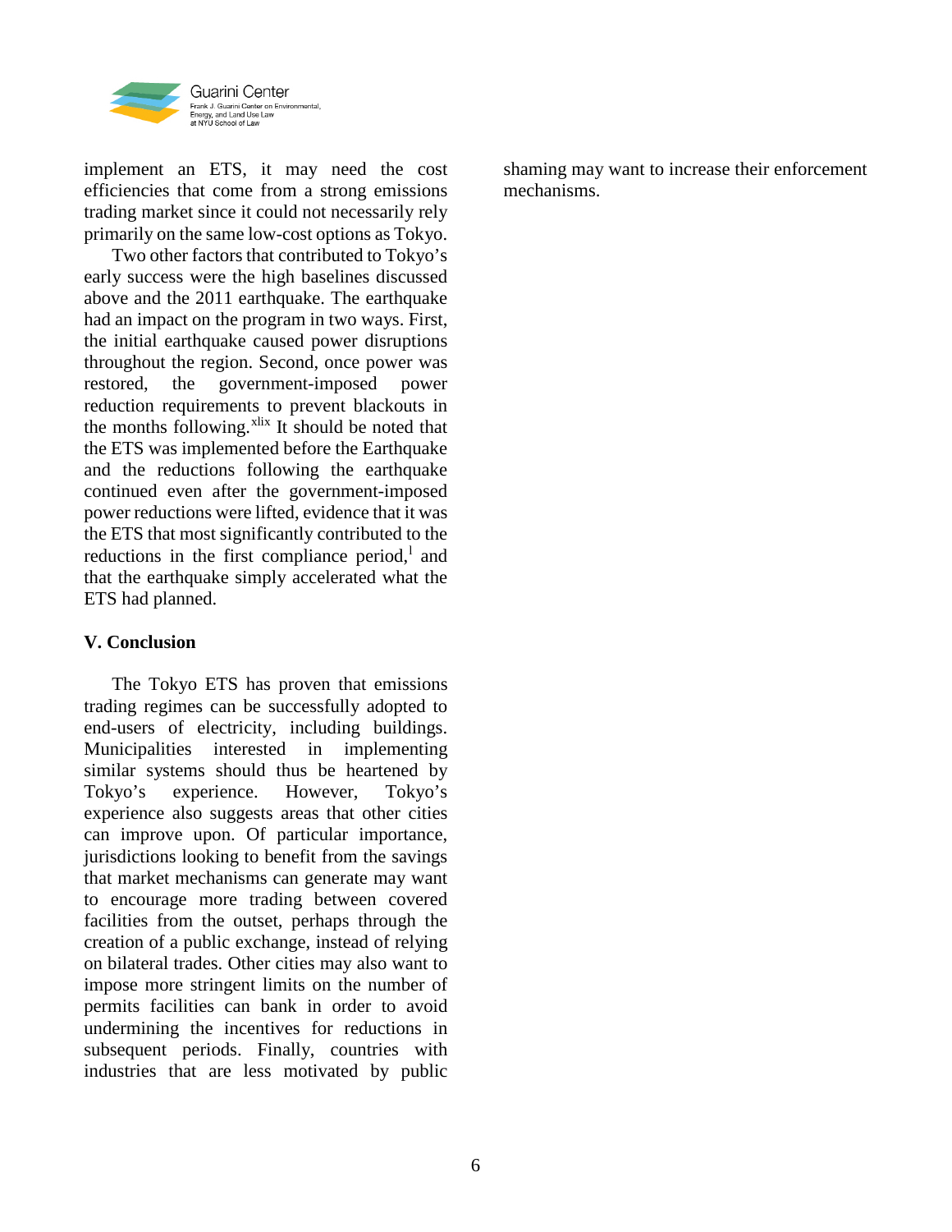implement an ETS, it may need the cost efficiencies that come from a strong emissions trading market since it could not necessarily rely primarily on the same low-cost options as Tokyo.

Two other factors that contributed to Tokyo's early success were the high baselines discussed above and the 2011 earthquake. The earthquake had an impact on the program in two ways. First, the initial earthquake caused power disruptions throughout the region. Second, once power was restored, the government-imposed power reduction requirements to prevent blackouts in the months following.[xlix] It should be noted that the ETS was implemented before the Earthquake and the reductions following the earthquake continued even after the government-imposed power reductions were lifted, evidence that it was the ETS that most significantly contributed to the reductions in the first compliance period,[l] and that the earthquake simply accelerated what the ETS had planned.

## V. Conclusion

The Tokyo ETS has proven that emissions trading regimes can be successfully adopted to end-users of electricity, including buildings. Municipalities interested in implementing similar systems should thus be heartened by Tokyo's experience. However, Tokyo's experience also suggests areas that other cities can improve upon. Of particular importance, jurisdictions looking to benefit from the savings that market mechanisms can generate may want to encourage more trading between covered facilities from the outset, perhaps through the creation of a public exchange, instead of relying on bilateral trades. Other cities may also want to impose more stringent limits on the number of permits facilities can bank in order to avoid undermining the incentives for reductions in subsequent periods. Finally, countries with industries that are less motivated by public shaming may want to increase their enforcement mechanisms.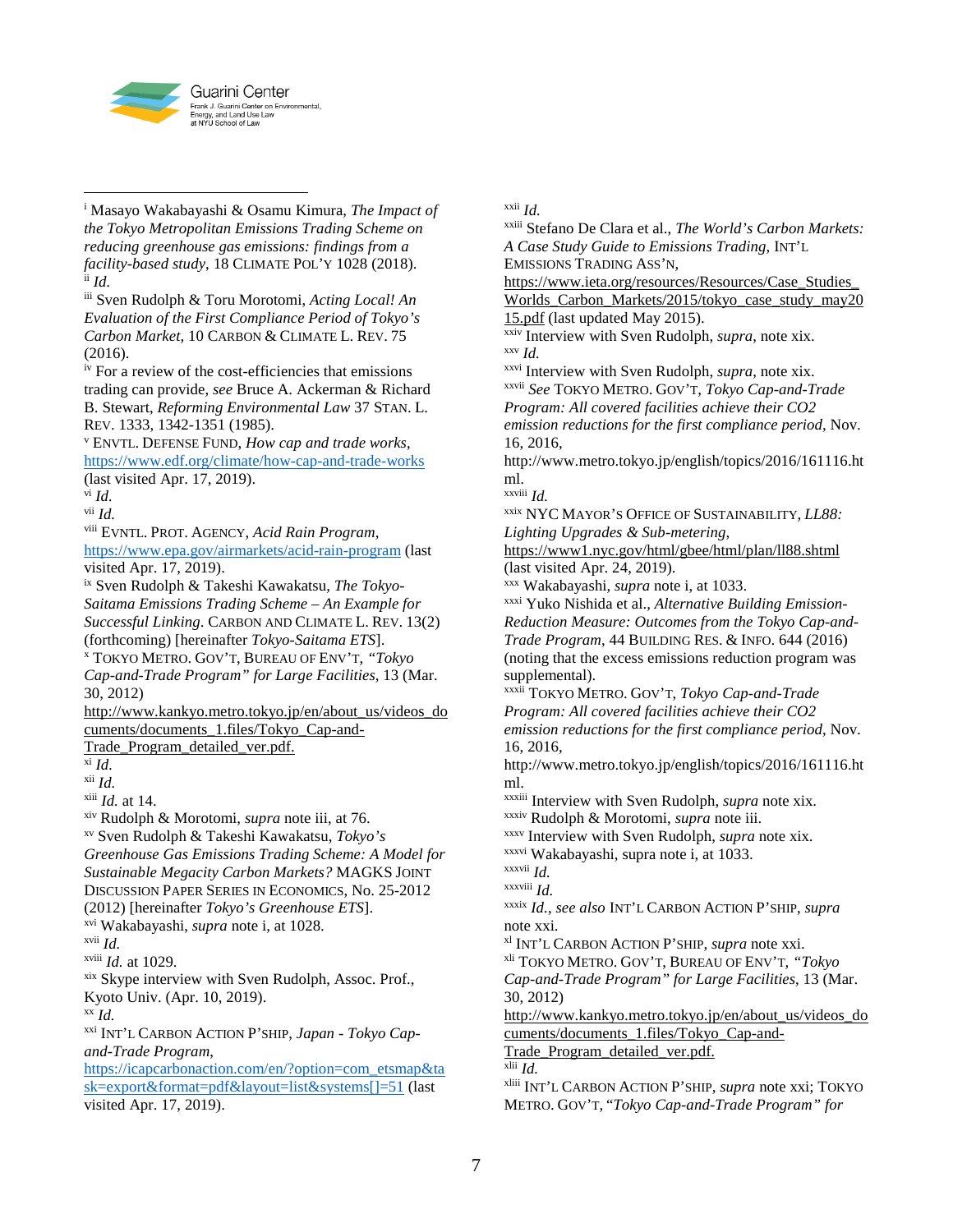[i] Masayo Wakabayashi & Osamu Kimura, *The Impact of the Tokyo Metropolitan Emissions Trading Scheme on reducing greenhouse gas emissions: findings from a facility-based study*, 18 CLIMATE POL'Y 1028 (2018).

[ii] *Id.*

[iii] Sven Rudolph & Toru Morotomi, *Acting Local! An Evaluation of the First Compliance Period of Tokyo's Carbon Market*, 10 CARBON & CLIMATE L. REV. 75 (2016).

[iv] For a review of the cost-efficiencies that emissions trading can provide, *see* Bruce A. Ackerman & Richard B. Stewart, *Reforming Environmental Law* 37 STAN. L. REV. 1333, 1342-1351 (1985).

[v] ENVTL. DEFENSE FUND, *How cap and trade works*, https://www.edf.org/climate/how-cap-and-trade-works (last visited Apr. 17, 2019).

[vi] *Id.*

[vii] *Id.*

[viii] EVNTL. PROT. AGENCY, *Acid Rain Program*, https://www.epa.gov/airmarkets/acid-rain-program (last visited Apr. 17, 2019).

[ix] Sven Rudolph & Takeshi Kawakatsu, *The Tokyo-Saitama Emissions Trading Scheme – An Example for Successful Linking*. CARBON AND CLIMATE L. REV. 13(2) (forthcoming) [hereinafter *Tokyo-Saitama ETS*].

[x] TOKYO METRO. GOV'T, BUREAU OF ENV'T, *"Tokyo Cap-and-Trade Program" for Large Facilities*, 13 (Mar. 30, 2012) http://www.kankyo.metro.tokyo.jp/en/about_us/videos_documents/documents_1.files/Tokyo_Cap-and-Trade_Program_detailed_ver.pdf.

[xi] *Id.*

[xii] *Id.*

[xiii] *Id.* at 14.

[xiv] Rudolph & Morotomi, *supra* note iii, at 76.

[xv] Sven Rudolph & Takeshi Kawakatsu, *Tokyo's Greenhouse Gas Emissions Trading Scheme: A Model for Sustainable Megacity Carbon Markets?* MAGKS JOINT DISCUSSION PAPER SERIES IN ECONOMICS, No. 25-2012 (2012) [hereinafter *Tokyo's Greenhouse ETS*].

[xvi] Wakabayashi, *supra* note i, at 1028.

[xvii] *Id.*

[xviii] *Id.* at 1029.

[xix] Skype interview with Sven Rudolph, Assoc. Prof., Kyoto Univ. (Apr. 10, 2019).

[xx] *Id.*

[xxi] INT'L CARBON ACTION P'SHIP, *Japan - Tokyo Cap-and-Trade Program*, https://icapcarbonaction.com/en/?option=com_etsmap&task=export&format=pdf&layout=list&systems[]=51 (last visited Apr. 17, 2019).

[xxii] *Id.*

[xxiii] Stefano De Clara et al., *The World's Carbon Markets: A Case Study Guide to Emissions Trading*, INT'L EMISSIONS TRADING ASS'N, https://www.ieta.org/resources/Resources/Case_Studies_Worlds_Carbon_Markets/2015/tokyo_case_study_may2015.pdf (last updated May 2015).

[xxiv] Interview with Sven Rudolph, *supra*, note xix.

[xxv] *Id.*

[xxvi] Interview with Sven Rudolph, *supra*, note xix.

[xxvii] *See* TOKYO METRO. GOV'T, *Tokyo Cap-and-Trade Program: All covered facilities achieve their CO2 emission reductions for the first compliance period*, Nov. 16, 2016, http://www.metro.tokyo.jp/english/topics/2016/161116.html.

[xxviii] *Id.*

[xxix] NYC MAYOR'S OFFICE OF SUSTAINABILITY, *LL88: Lighting Upgrades & Sub-metering*, https://www1.nyc.gov/html/gbee/html/plan/ll88.shtml (last visited Apr. 24, 2019).

[xxx] Wakabayashi, *supra* note i, at 1033.

[xxxi] Yuko Nishida et al., *Alternative Building Emission-Reduction Measure: Outcomes from the Tokyo Cap-and-Trade Program*, 44 BUILDING RES. & INFO. 644 (2016) (noting that the excess emissions reduction program was supplemental).

[xxxii] TOKYO METRO. GOV'T, *Tokyo Cap-and-Trade Program: All covered facilities achieve their CO2 emission reductions for the first compliance period*, Nov. 16, 2016, http://www.metro.tokyo.jp/english/topics/2016/161116.html.

[xxxiii] Interview with Sven Rudolph, *supra* note xix.

[xxxiv] Rudolph & Morotomi, *supra* note iii.

[xxxv] Interview with Sven Rudolph, *supra* note xix.

[xxxvi] Wakabayashi, supra note i, at 1033.

[xxxvii] *Id.*

[xxxviii] *Id.*

[xxxix] *Id.*, *see also* INT'L CARBON ACTION P'SHIP, *supra* note xxi.

[xl] INT'L CARBON ACTION P'SHIP, *supra* note xxi.

[xli] TOKYO METRO. GOV'T, BUREAU OF ENV'T, *"Tokyo Cap-and-Trade Program" for Large Facilities*, 13 (Mar. 30, 2012) http://www.kankyo.metro.tokyo.jp/en/about_us/videos_documents/documents_1.files/Tokyo_Cap-and-Trade_Program_detailed_ver.pdf.

[xlii] *Id.*

[xliii] INT'L CARBON ACTION P'SHIP, *supra* note xxi; TOKYO METRO. GOV'T, *"Tokyo Cap-and-Trade Program" for*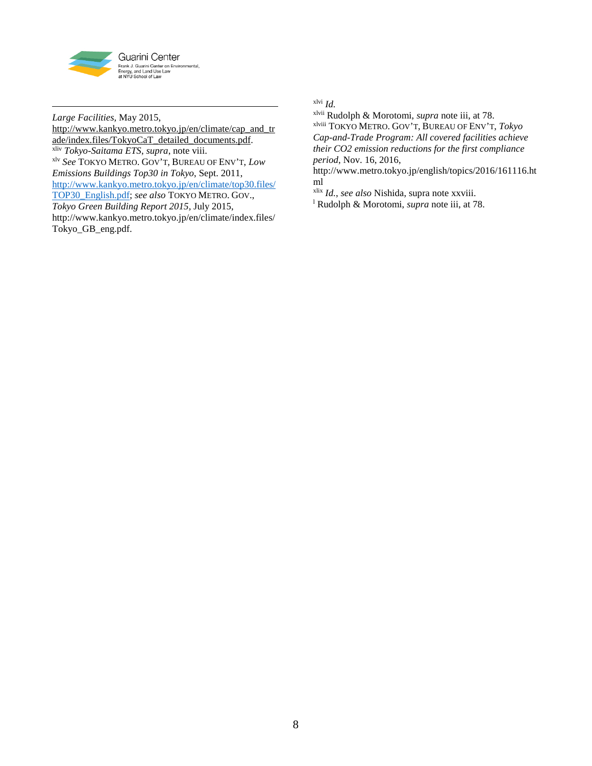*Large Facilities*, May 2015, http://www.kankyo.metro.tokyo.jp/en/climate/cap_and_trade/index.files/TokyoCaT_detailed_documents.pdf.

[xliv] *Tokyo-Saitama ETS*, *supra*, note viii.

[xlv] *See* TOKYO METRO. GOV'T, BUREAU OF ENV'T, *Low Emissions Buildings Top30 in Tokyo*, Sept. 2011, http://www.kankyo.metro.tokyo.jp/en/climate/top30.files/TOP30_English.pdf; *see also* TOKYO METRO. GOV., *Tokyo Green Building Report 2015*, July 2015, http://www.kankyo.metro.tokyo.jp/en/climate/index.files/Tokyo_GB_eng.pdf.

[xlvi] *Id.*

[xlvii] Rudolph & Morotomi, *supra* note iii, at 78.

[xlviii] TOKYO METRO. GOV'T, BUREAU OF ENV'T, *Tokyo Cap-and-Trade Program: All covered facilities achieve their CO2 emission reductions for the first compliance period*, Nov. 16, 2016, http://www.metro.tokyo.jp/english/topics/2016/161116.html

[xlix] *Id.*, *see also* Nishida, supra note xxviii.

[l] Rudolph & Morotomi, *supra* note iii, at 78.